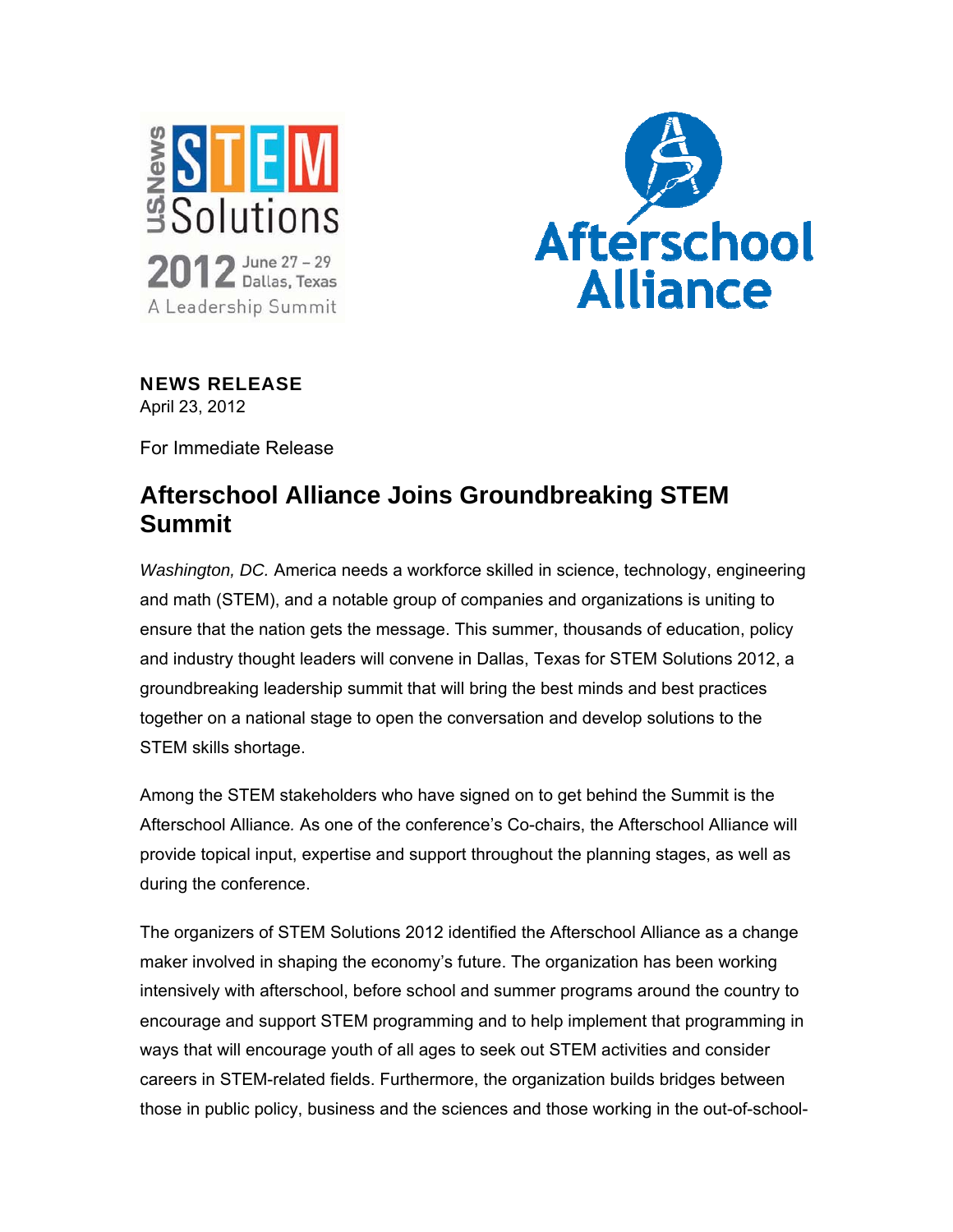**NEWS RELEASE**
April 23, 2012

For Immediate Release

# Afterschool Alliance Joins Groundbreaking STEM Summit

*Washington, DC.* America needs a workforce skilled in science, technology, engineering and math (STEM), and a notable group of companies and organizations is uniting to ensure that the nation gets the message. This summer, thousands of education, policy and industry thought leaders will convene in Dallas, Texas for STEM Solutions 2012, a groundbreaking leadership summit that will bring the best minds and best practices together on a national stage to open the conversation and develop solutions to the STEM skills shortage.

Among the STEM stakeholders who have signed on to get behind the Summit is the Afterschool Alliance. As one of the conference's Co-chairs, the Afterschool Alliance will provide topical input, expertise and support throughout the planning stages, as well as during the conference.

The organizers of STEM Solutions 2012 identified the Afterschool Alliance as a change maker involved in shaping the economy's future. The organization has been working intensively with afterschool, before school and summer programs around the country to encourage and support STEM programming and to help implement that programming in ways that will encourage youth of all ages to seek out STEM activities and consider careers in STEM-related fields. Furthermore, the organization builds bridges between those in public policy, business and the sciences and those working in the out-of-school-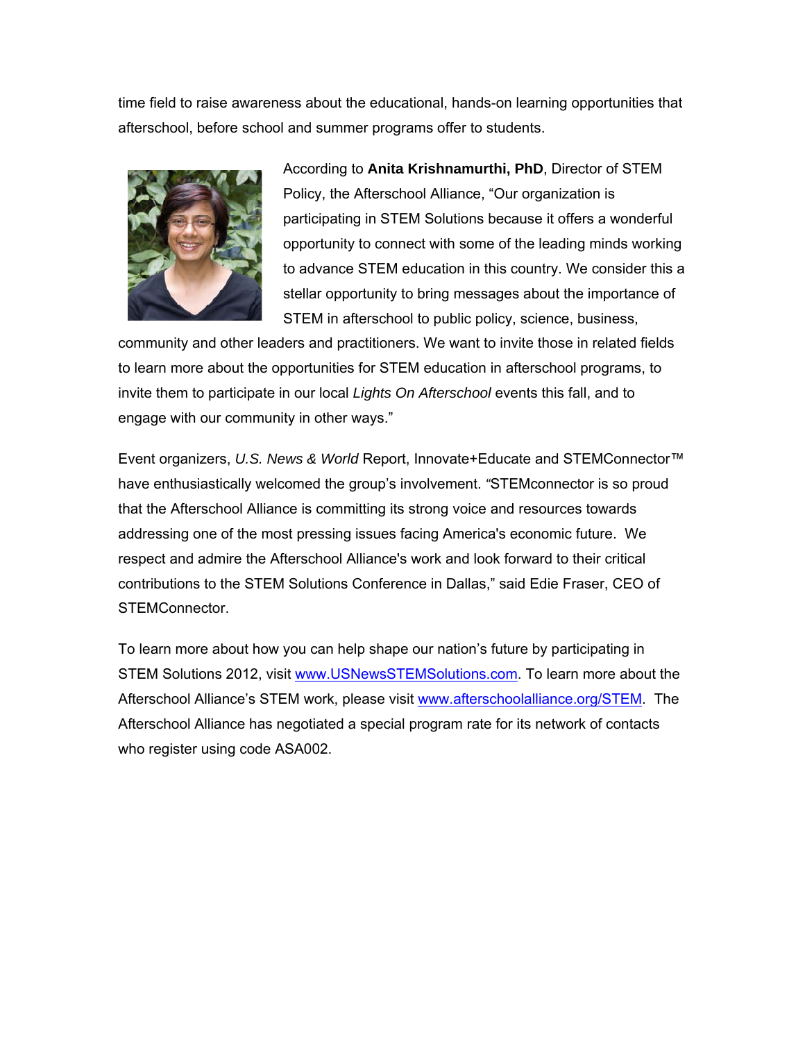time field to raise awareness about the educational, hands-on learning opportunities that afterschool, before school and summer programs offer to students.

According to **Anita Krishnamurthi, PhD**, Director of STEM Policy, the Afterschool Alliance, "Our organization is participating in STEM Solutions because it offers a wonderful opportunity to connect with some of the leading minds working to advance STEM education in this country. We consider this a stellar opportunity to bring messages about the importance of STEM in afterschool to public policy, science, business, community and other leaders and practitioners. We want to invite those in related fields to learn more about the opportunities for STEM education in afterschool programs, to invite them to participate in our local *Lights On Afterschool* events this fall, and to engage with our community in other ways."

Event organizers, *U.S. News & World* Report, Innovate+Educate and STEMConnector™ have enthusiastically welcomed the group's involvement. "STEMconnector is so proud that the Afterschool Alliance is committing its strong voice and resources towards addressing one of the most pressing issues facing America's economic future. We respect and admire the Afterschool Alliance's work and look forward to their critical contributions to the STEM Solutions Conference in Dallas," said Edie Fraser, CEO of STEMConnector.

To learn more about how you can help shape our nation's future by participating in STEM Solutions 2012, visit [www.USNewsSTEMSolutions.com](http://www.USNewsSTEMSolutions.com). To learn more about the Afterschool Alliance's STEM work, please visit [www.afterschoolalliance.org/STEM](http://www.afterschoolalliance.org/STEM). The Afterschool Alliance has negotiated a special program rate for its network of contacts who register using code ASA002.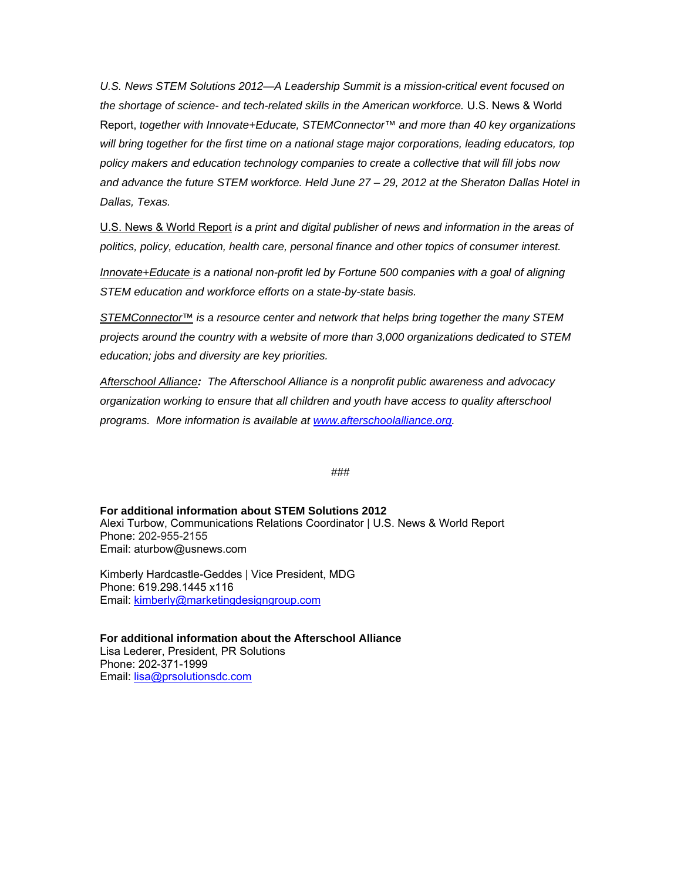*U.S. News STEM Solutions 2012—A Leadership Summit is a mission-critical event focused on the shortage of science- and tech-related skills in the American workforce.* U.S. News & World Report, *together with Innovate+Educate, STEMConnector™ and more than 40 key organizations will bring together for the first time on a national stage major corporations, leading educators, top policy makers and education technology companies to create a collective that will fill jobs now and advance the future STEM workforce. Held June 27 – 29, 2012 at the Sheraton Dallas Hotel in Dallas, Texas.*

U.S. News & World Report *is a print and digital publisher of news and information in the areas of politics, policy, education, health care, personal finance and other topics of consumer interest.*

*Innovate+Educate is a national non-profit led by Fortune 500 companies with a goal of aligning STEM education and workforce efforts on a state-by-state basis.*

*STEMConnector™ is a resource center and network that helps bring together the many STEM projects around the country with a website of more than 3,000 organizations dedicated to STEM education; jobs and diversity are key priorities.*

*Afterschool Alliance**:** The Afterschool Alliance is a nonprofit public awareness and advocacy organization working to ensure that all children and youth have access to quality afterschool programs. More information is available at www.afterschoolalliance.org.*

###

**For additional information about STEM Solutions 2012**
Alexi Turbow, Communications Relations Coordinator | U.S. News & World Report
Phone: 202-955-2155
Email: aturbow@usnews.com

Kimberly Hardcastle-Geddes | Vice President, MDG
Phone: 619.298.1445 x116
Email: kimberly@marketingdesigngroup.com

**For additional information about the Afterschool Alliance**
Lisa Lederer, President, PR Solutions
Phone: 202-371-1999
Email: lisa@prsolutionsdc.com